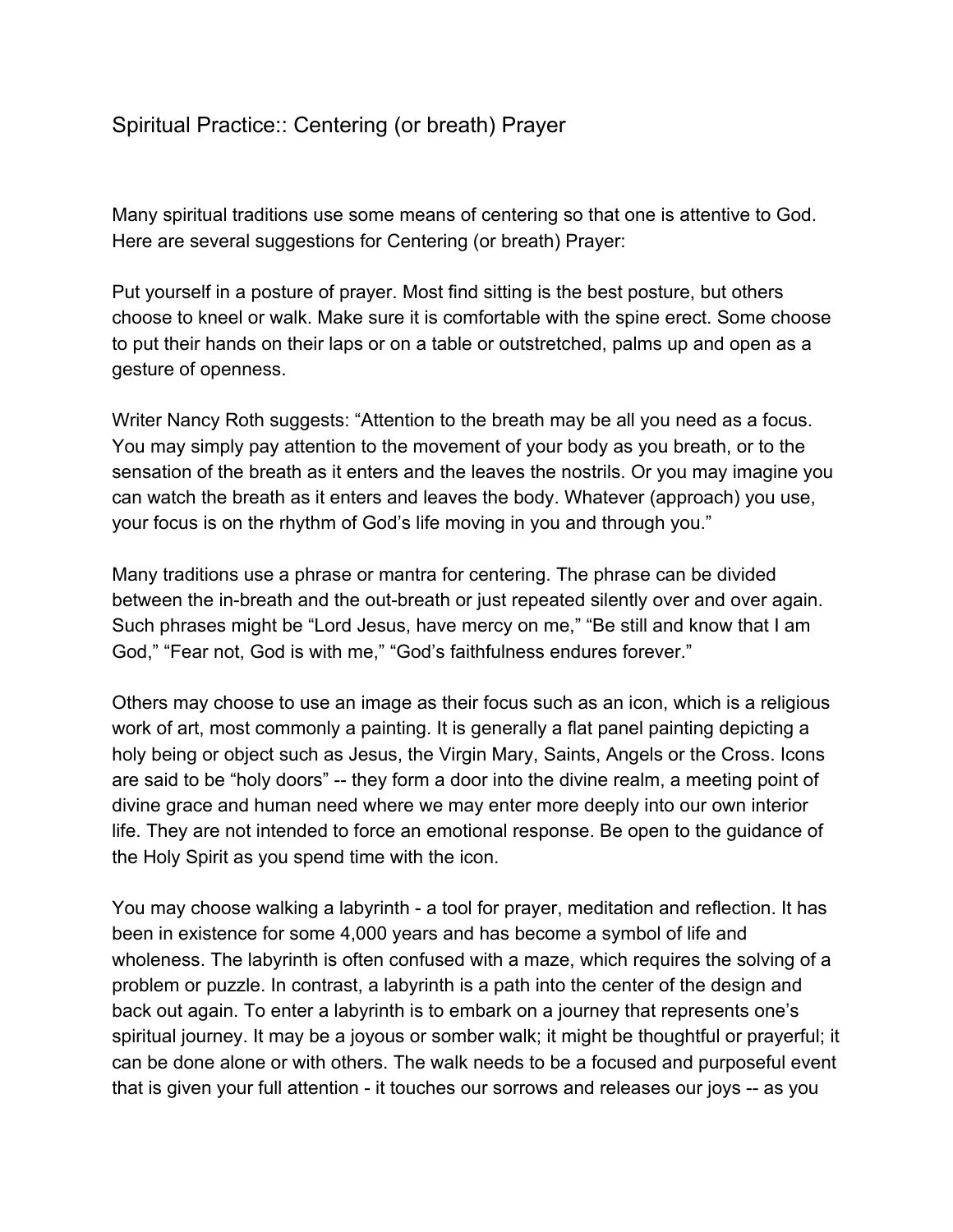# Spiritual Practice:: Centering (or breath) Prayer

Many spiritual traditions use some means of centering so that one is attentive to God. Here are several suggestions for Centering (or breath) Prayer:

Put yourself in a posture of prayer. Most find sitting is the best posture, but others choose to kneel or walk. Make sure it is comfortable with the spine erect. Some choose to put their hands on their laps or on a table or outstretched, palms up and open as a gesture of openness.

Writer Nancy Roth suggests: "Attention to the breath may be all you need as a focus. You may simply pay attention to the movement of your body as you breath, or to the sensation of the breath as it enters and the leaves the nostrils. Or you may imagine you can watch the breath as it enters and leaves the body. Whatever (approach) you use, your focus is on the rhythm of God's life moving in you and through you."

Many traditions use a phrase or mantra for centering. The phrase can be divided between the in-breath and the out-breath or just repeated silently over and over again. Such phrases might be "Lord Jesus, have mercy on me," "Be still and know that I am God," "Fear not, God is with me," "God's faithfulness endures forever."

Others may choose to use an image as their focus such as an icon, which is a religious work of art, most commonly a painting. It is generally a flat panel painting depicting a holy being or object such as Jesus, the Virgin Mary, Saints, Angels or the Cross. Icons are said to be "holy doors" -- they form a door into the divine realm, a meeting point of divine grace and human need where we may enter more deeply into our own interior life. They are not intended to force an emotional response. Be open to the guidance of the Holy Spirit as you spend time with the icon.

You may choose walking a labyrinth - a tool for prayer, meditation and reflection. It has been in existence for some 4,000 years and has become a symbol of life and wholeness. The labyrinth is often confused with a maze, which requires the solving of a problem or puzzle. In contrast, a labyrinth is a path into the center of the design and back out again. To enter a labyrinth is to embark on a journey that represents one's spiritual journey. It may be a joyous or somber walk; it might be thoughtful or prayerful; it can be done alone or with others. The walk needs to be a focused and purposeful event that is given your full attention - it touches our sorrows and releases our joys -- as you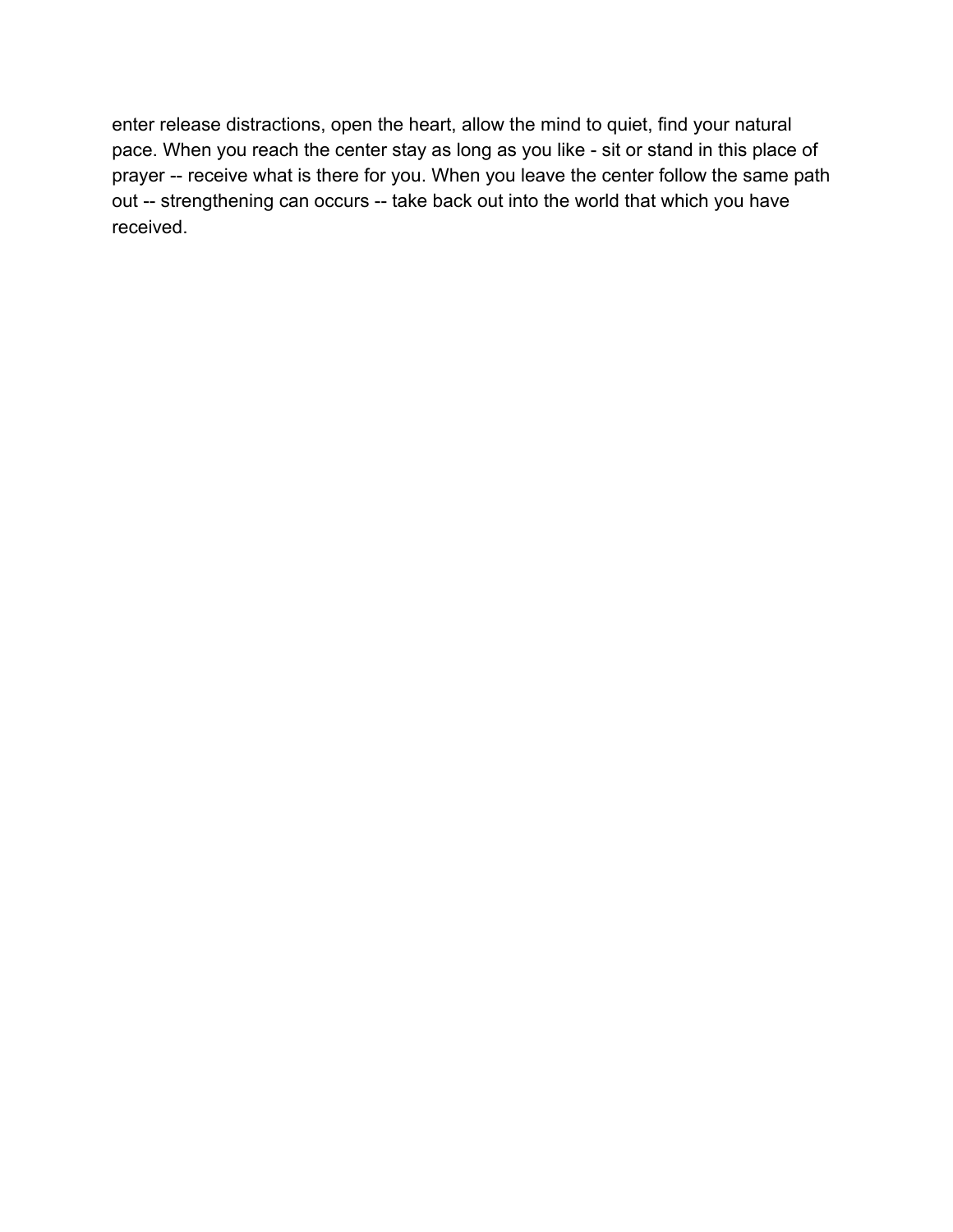enter release distractions, open the heart, allow the mind to quiet, find your natural pace. When you reach the center stay as long as you like - sit or stand in this place of prayer -- receive what is there for you. When you leave the center follow the same path out -- strengthening can occurs -- take back out into the world that which you have received.